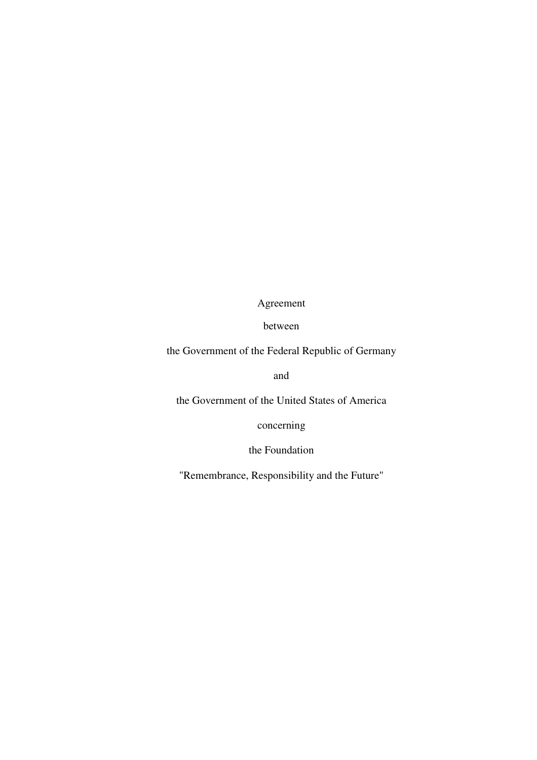Agreement

between

the Government of the Federal Republic of Germany

and

the Government of the United States of America

concerning

the Foundation

"Remembrance, Responsibility and the Future"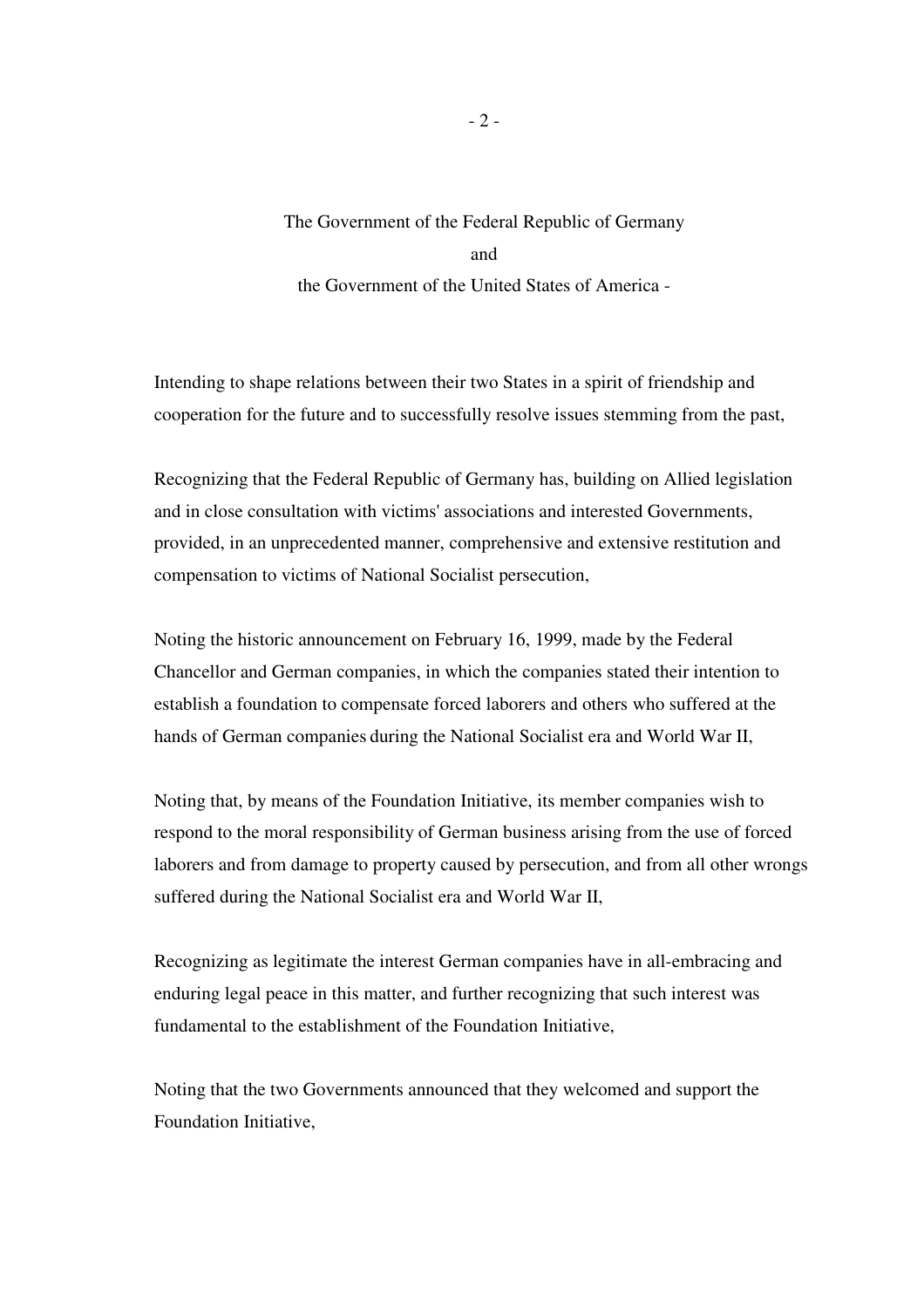The Government of the Federal Republic of Germany

and

the Government of the United States of America -

Intending to shape relations between their two States in a spirit of friendship and cooperation for the future and to successfully resolve issues stemming from the past,

Recognizing that the Federal Republic of Germany has, building on Allied legislation and in close consultation with victims' associations and interested Governments, provided, in an unprecedented manner, comprehensive and extensive restitution and compensation to victims of National Socialist persecution,

Noting the historic announcement on February 16, 1999, made by the Federal Chancellor and German companies, in which the companies stated their intention to establish a foundation to compensate forced laborers and others who suffered at the hands of German companies during the National Socialist era and World War II,

Noting that, by means of the Foundation Initiative, its member companies wish to respond to the moral responsibility of German business arising from the use of forced laborers and from damage to property caused by persecution, and from all other wrongs suffered during the National Socialist era and World War II,

Recognizing as legitimate the interest German companies have in all-embracing and enduring legal peace in this matter, and further recognizing that such interest was fundamental to the establishment of the Foundation Initiative,

Noting that the two Governments announced that they welcomed and support the Foundation Initiative,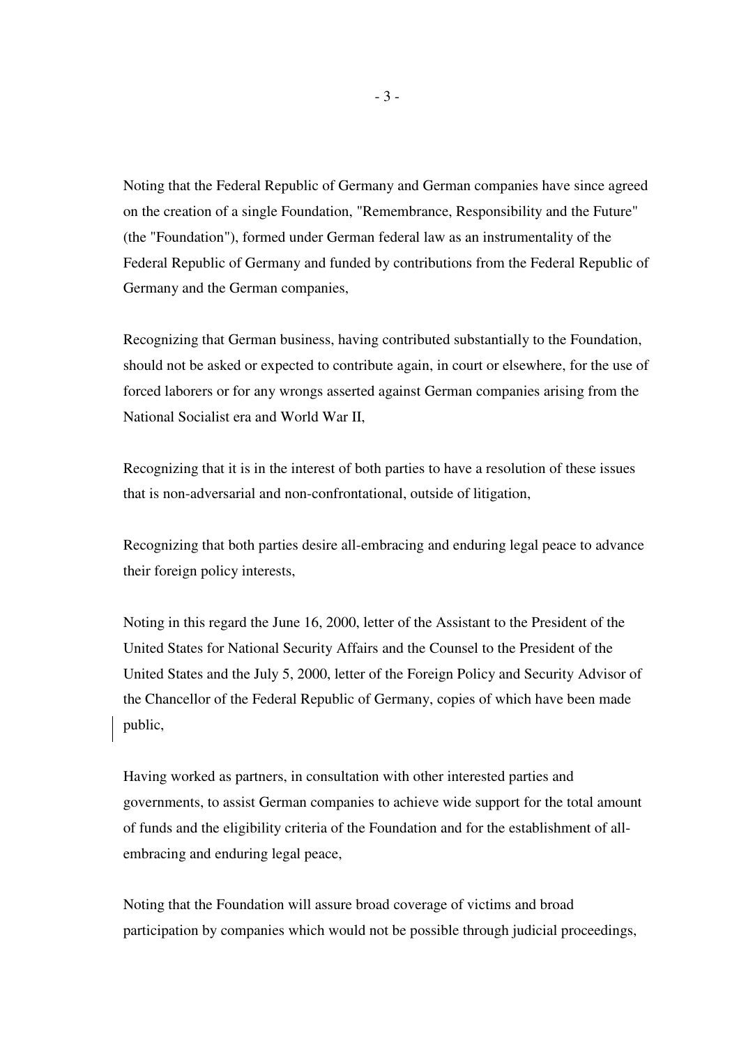Noting that the Federal Republic of Germany and German companies have since agreed on the creation of a single Foundation, "Remembrance, Responsibility and the Future" (the "Foundation"), formed under German federal law as an instrumentality of the Federal Republic of Germany and funded by contributions from the Federal Republic of Germany and the German companies,

Recognizing that German business, having contributed substantially to the Foundation, should not be asked or expected to contribute again, in court or elsewhere, for the use of forced laborers or for any wrongs asserted against German companies arising from the National Socialist era and World War II,

Recognizing that it is in the interest of both parties to have a resolution of these issues that is non-adversarial and non-confrontational, outside of litigation,

Recognizing that both parties desire all-embracing and enduring legal peace to advance their foreign policy interests,

Noting in this regard the June 16, 2000, letter of the Assistant to the President of the United States for National Security Affairs and the Counsel to the President of the United States and the July 5, 2000, letter of the Foreign Policy and Security Advisor of the Chancellor of the Federal Republic of Germany, copies of which have been made public,

Having worked as partners, in consultation with other interested parties and governments, to assist German companies to achieve wide support for the total amount of funds and the eligibility criteria of the Foundation and for the establishment of all-embracing and enduring legal peace,

Noting that the Foundation will assure broad coverage of victims and broad participation by companies which would not be possible through judicial proceedings,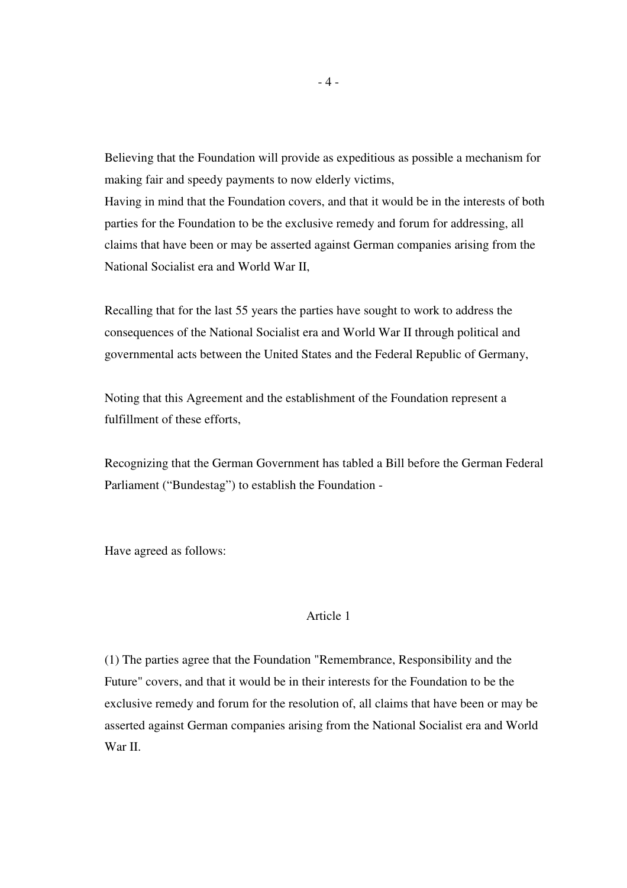Believing that the Foundation will provide as expeditious as possible a mechanism for making fair and speedy payments to now elderly victims,
Having in mind that the Foundation covers, and that it would be in the interests of both parties for the Foundation to be the exclusive remedy and forum for addressing, all claims that have been or may be asserted against German companies arising from the National Socialist era and World War II,

Recalling that for the last 55 years the parties have sought to work to address the consequences of the National Socialist era and World War II through political and governmental acts between the United States and the Federal Republic of Germany,

Noting that this Agreement and the establishment of the Foundation represent a fulfillment of these efforts,

Recognizing that the German Government has tabled a Bill before the German Federal Parliament ("Bundestag") to establish the Foundation -

Have agreed as follows:

## Article 1

(1) The parties agree that the Foundation "Remembrance, Responsibility and the Future" covers, and that it would be in their interests for the Foundation to be the exclusive remedy and forum for the resolution of, all claims that have been or may be asserted against German companies arising from the National Socialist era and World War II.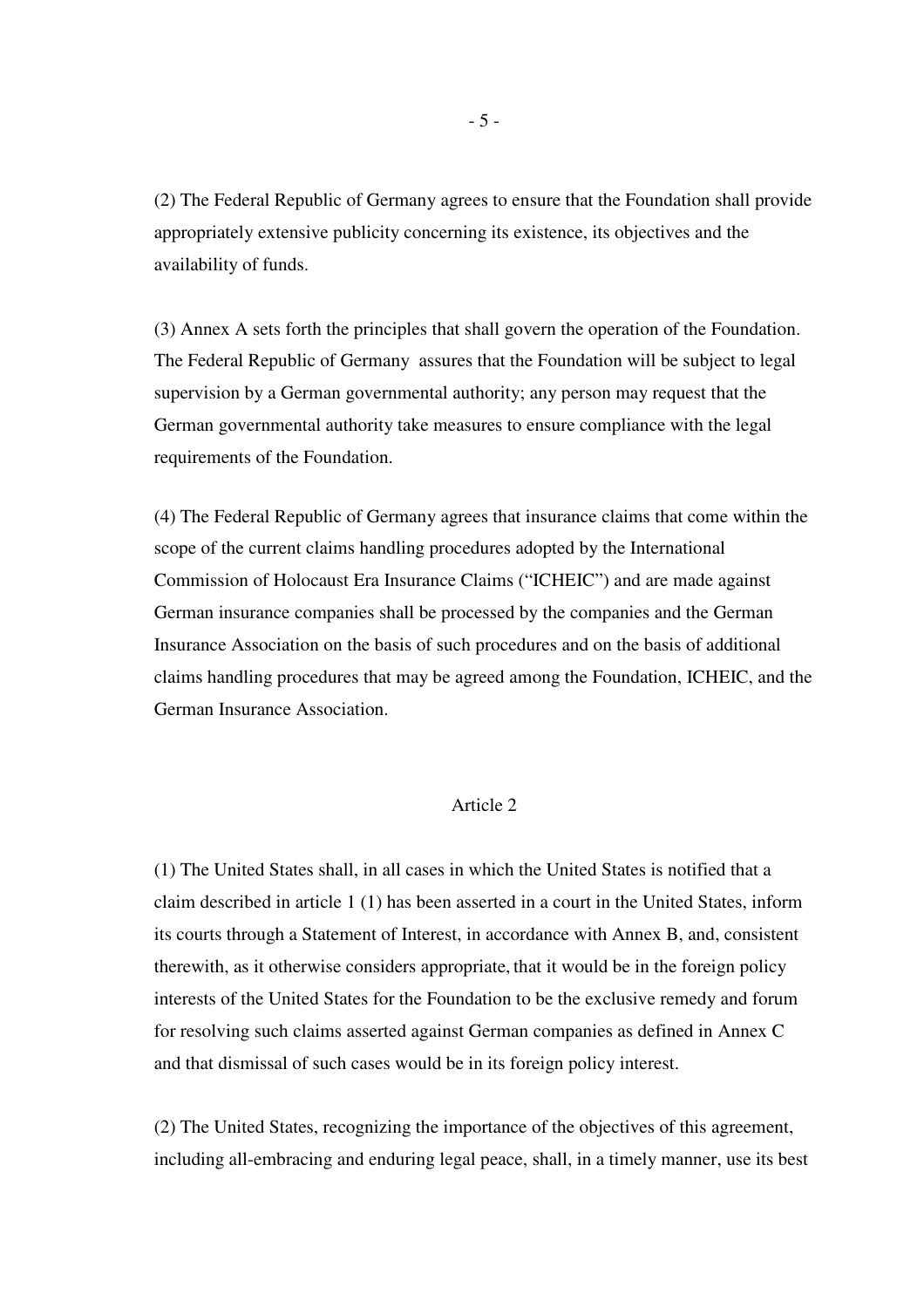(2) The Federal Republic of Germany agrees to ensure that the Foundation shall provide appropriately extensive publicity concerning its existence, its objectives and the availability of funds.

(3) Annex A sets forth the principles that shall govern the operation of the Foundation. The Federal Republic of Germany assures that the Foundation will be subject to legal supervision by a German governmental authority; any person may request that the German governmental authority take measures to ensure compliance with the legal requirements of the Foundation.

(4) The Federal Republic of Germany agrees that insurance claims that come within the scope of the current claims handling procedures adopted by the International Commission of Holocaust Era Insurance Claims ("ICHEIC") and are made against German insurance companies shall be processed by the companies and the German Insurance Association on the basis of such procedures and on the basis of additional claims handling procedures that may be agreed among the Foundation, ICHEIC, and the German Insurance Association.

## Article 2

(1) The United States shall, in all cases in which the United States is notified that a claim described in article 1 (1) has been asserted in a court in the United States, inform its courts through a Statement of Interest, in accordance with Annex B, and, consistent therewith, as it otherwise considers appropriate, that it would be in the foreign policy interests of the United States for the Foundation to be the exclusive remedy and forum for resolving such claims asserted against German companies as defined in Annex C and that dismissal of such cases would be in its foreign policy interest.

(2) The United States, recognizing the importance of the objectives of this agreement, including all-embracing and enduring legal peace, shall, in a timely manner, use its best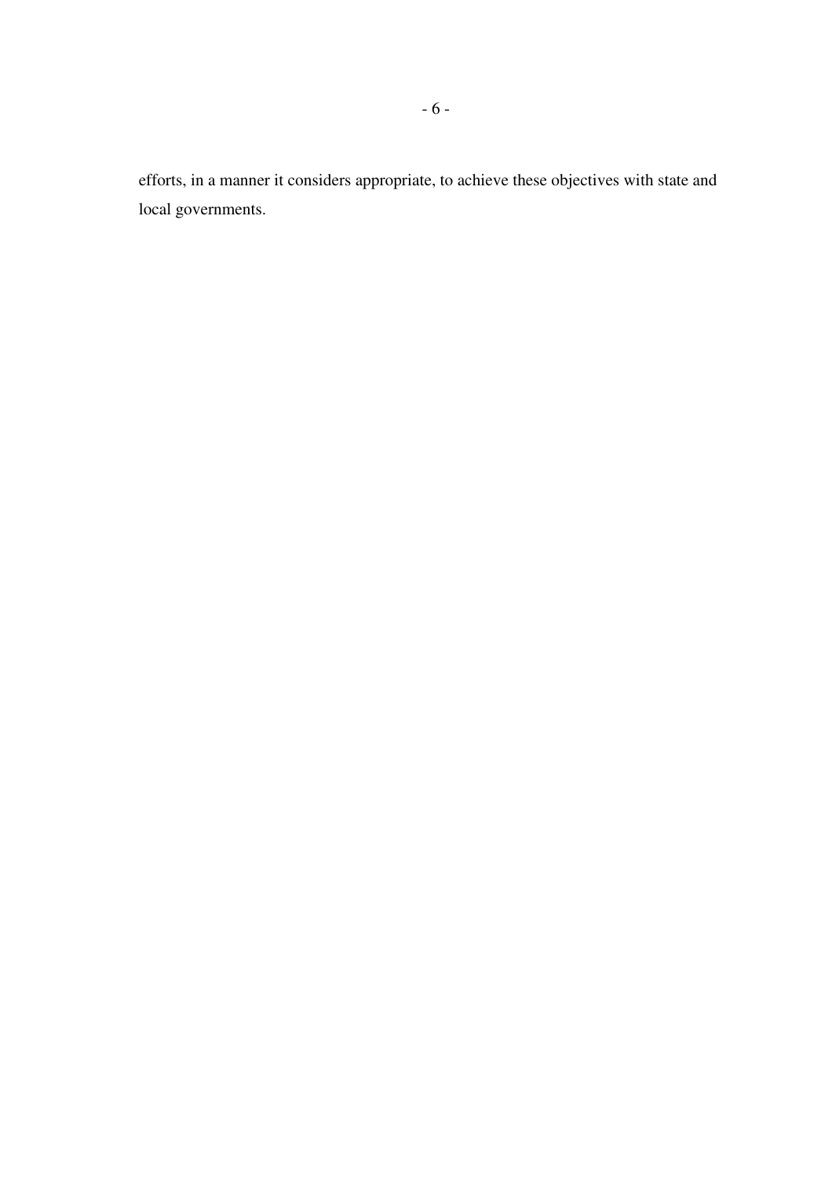efforts, in a manner it considers appropriate, to achieve these objectives with state and local governments.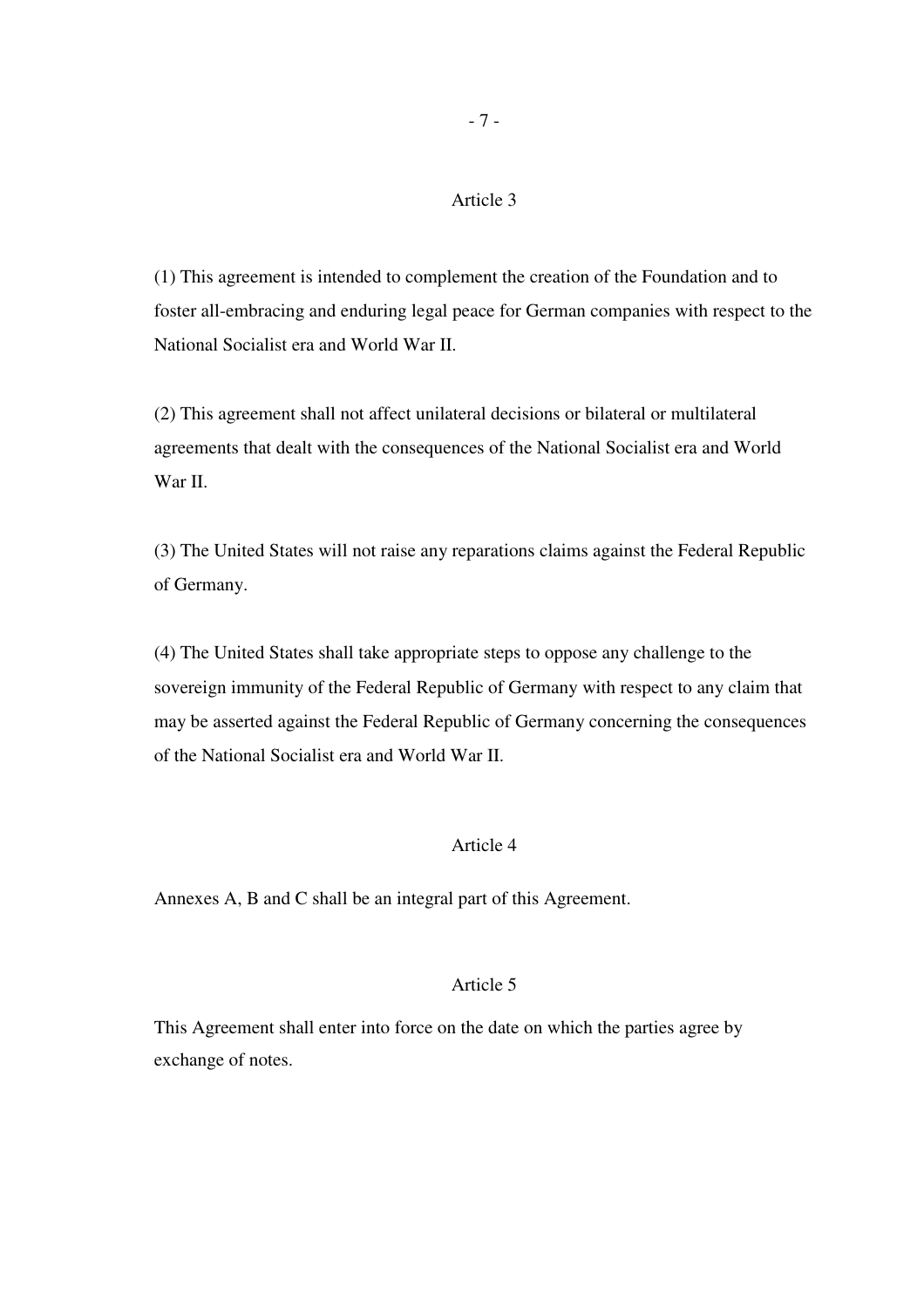## Article 3

(1) This agreement is intended to complement the creation of the Foundation and to foster all-embracing and enduring legal peace for German companies with respect to the National Socialist era and World War II.

(2) This agreement shall not affect unilateral decisions or bilateral or multilateral agreements that dealt with the consequences of the National Socialist era and World War II.

(3) The United States will not raise any reparations claims against the Federal Republic of Germany.

(4) The United States shall take appropriate steps to oppose any challenge to the sovereign immunity of the Federal Republic of Germany with respect to any claim that may be asserted against the Federal Republic of Germany concerning the consequences of the National Socialist era and World War II.

## Article 4

Annexes A, B and C shall be an integral part of this Agreement.

## Article 5

This Agreement shall enter into force on the date on which the parties agree by exchange of notes.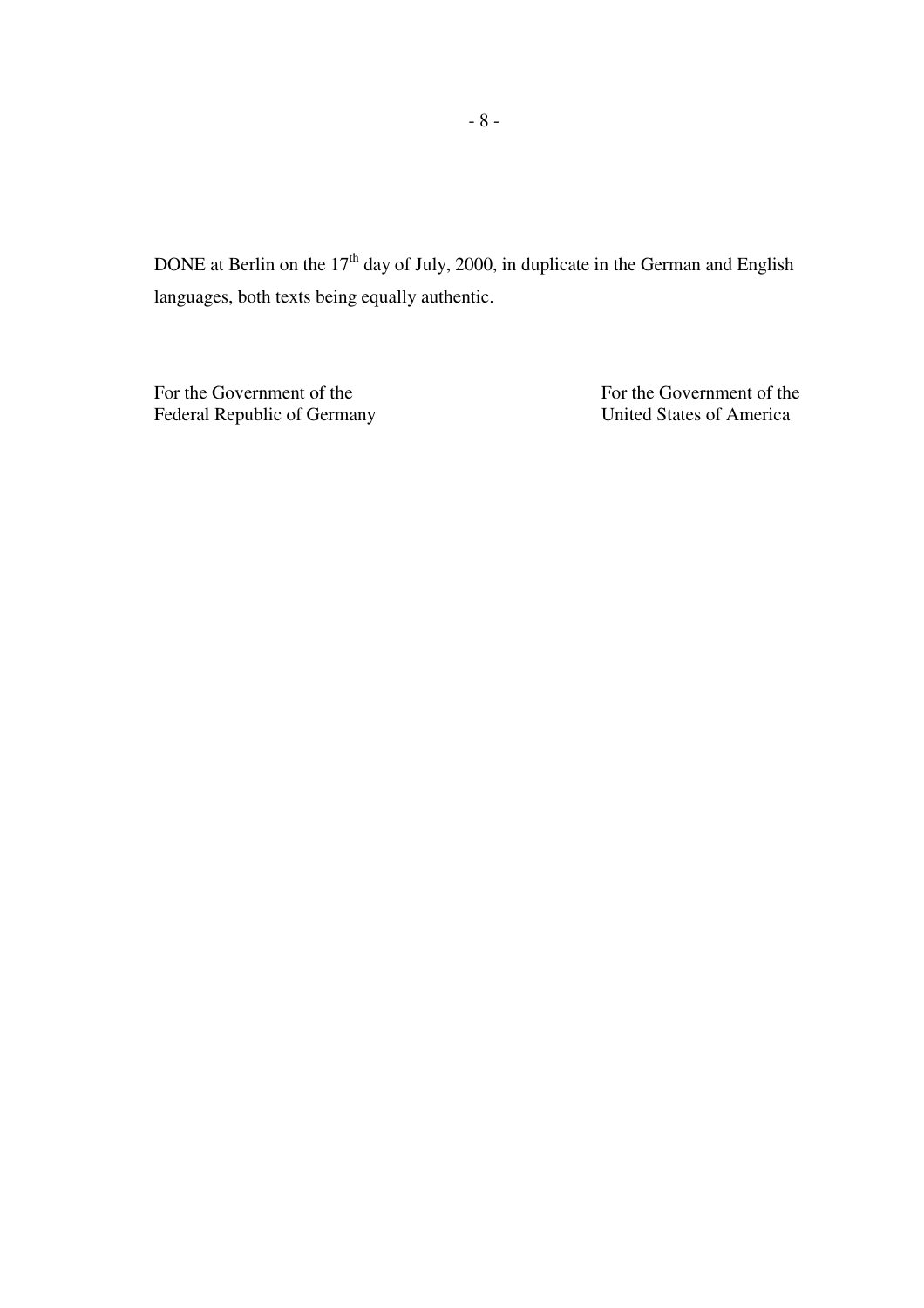DONE at Berlin on the 17th day of July, 2000, in duplicate in the German and English languages, both texts being equally authentic.

| For the Government of the Federal Republic of Germany | For the Government of the United States of America |
|---|---|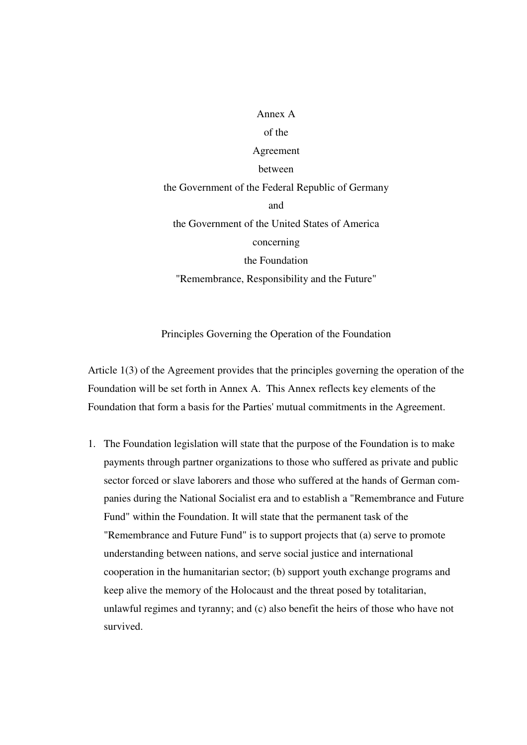Annex A
of the
Agreement
between
the Government of the Federal Republic of Germany
and
the Government of the United States of America
concerning
the Foundation
"Remembrance, Responsibility and the Future"

Principles Governing the Operation of the Foundation

Article 1(3) of the Agreement provides that the principles governing the operation of the Foundation will be set forth in Annex A. This Annex reflects key elements of the Foundation that form a basis for the Parties' mutual commitments in the Agreement.

1. The Foundation legislation will state that the purpose of the Foundation is to make payments through partner organizations to those who suffered as private and public sector forced or slave laborers and those who suffered at the hands of German companies during the National Socialist era and to establish a "Remembrance and Future Fund" within the Foundation. It will state that the permanent task of the "Remembrance and Future Fund" is to support projects that (a) serve to promote understanding between nations, and serve social justice and international cooperation in the humanitarian sector; (b) support youth exchange programs and keep alive the memory of the Holocaust and the threat posed by totalitarian, unlawful regimes and tyranny; and (c) also benefit the heirs of those who have not survived.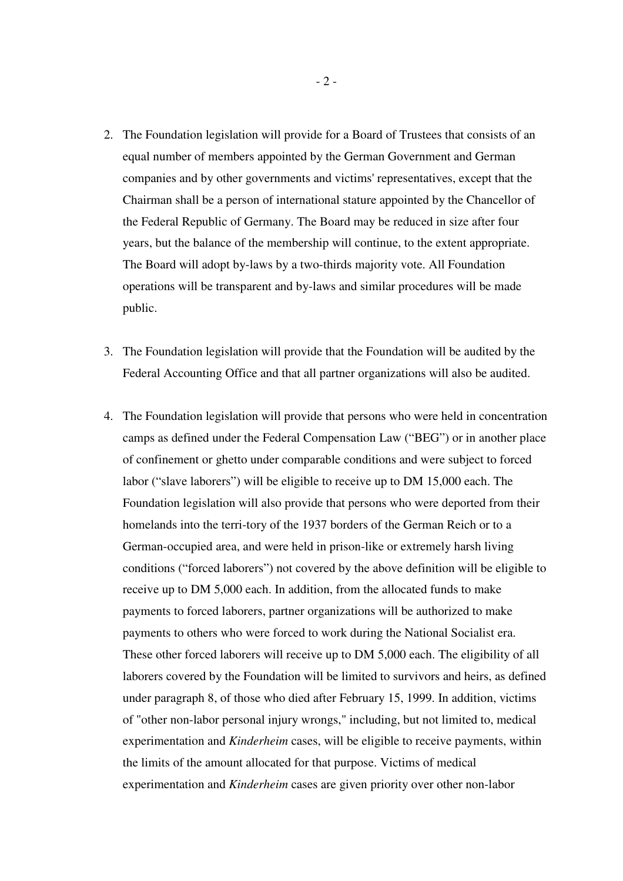2. The Foundation legislation will provide for a Board of Trustees that consists of an equal number of members appointed by the German Government and German companies and by other governments and victims' representatives, except that the Chairman shall be a person of international stature appointed by the Chancellor of the Federal Republic of Germany. The Board may be reduced in size after four years, but the balance of the membership will continue, to the extent appropriate. The Board will adopt by-laws by a two-thirds majority vote. All Foundation operations will be transparent and by-laws and similar procedures will be made public.

3. The Foundation legislation will provide that the Foundation will be audited by the Federal Accounting Office and that all partner organizations will also be audited.

4. The Foundation legislation will provide that persons who were held in concentration camps as defined under the Federal Compensation Law ("BEG") or in another place of confinement or ghetto under comparable conditions and were subject to forced labor ("slave laborers") will be eligible to receive up to DM 15,000 each. The Foundation legislation will also provide that persons who were deported from their homelands into the terri-tory of the 1937 borders of the German Reich or to a German-occupied area, and were held in prison-like or extremely harsh living conditions ("forced laborers") not covered by the above definition will be eligible to receive up to DM 5,000 each. In addition, from the allocated funds to make payments to forced laborers, partner organizations will be authorized to make payments to others who were forced to work during the National Socialist era. These other forced laborers will receive up to DM 5,000 each. The eligibility of all laborers covered by the Foundation will be limited to survivors and heirs, as defined under paragraph 8, of those who died after February 15, 1999. In addition, victims of "other non-labor personal injury wrongs," including, but not limited to, medical experimentation and *Kinderheim* cases, will be eligible to receive payments, within the limits of the amount allocated for that purpose. Victims of medical experimentation and *Kinderheim* cases are given priority over other non-labor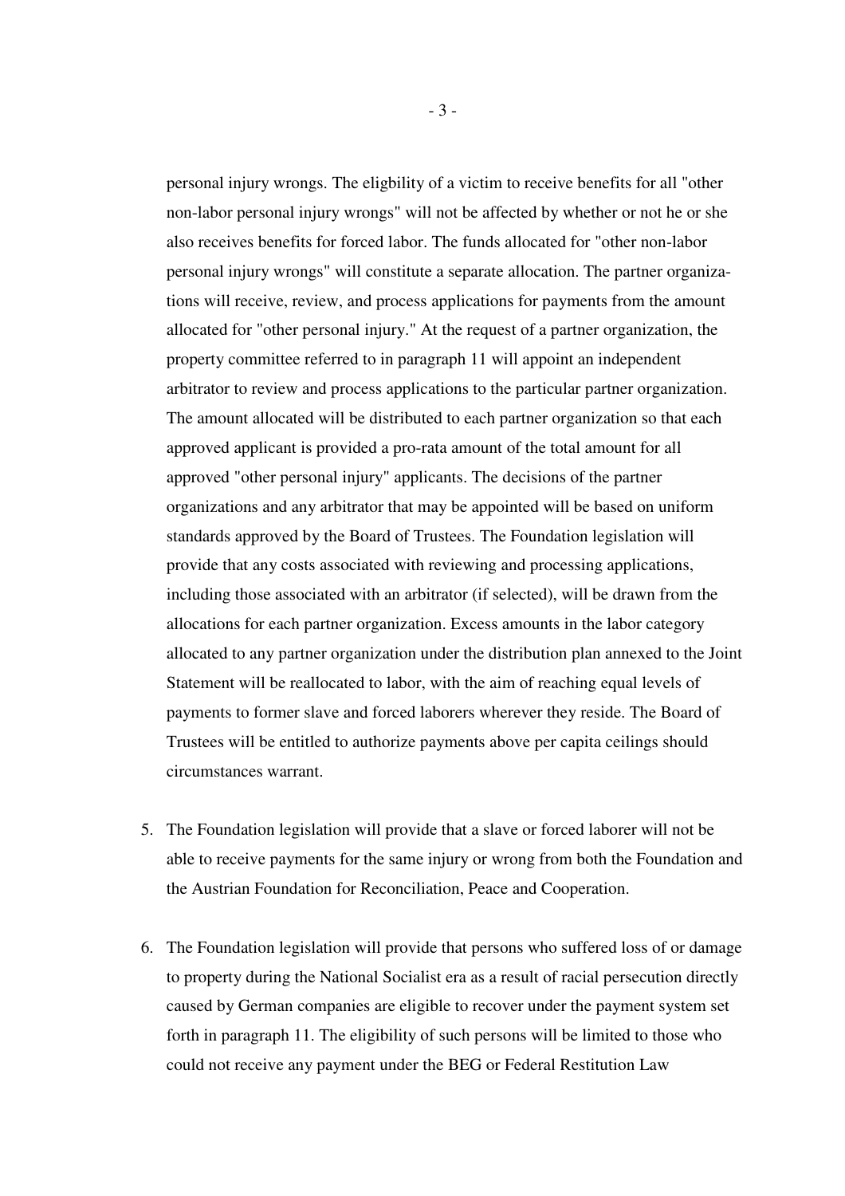personal injury wrongs. The eligbility of a victim to receive benefits for all "other non-labor personal injury wrongs" will not be affected by whether or not he or she also receives benefits for forced labor. The funds allocated for "other non-labor personal injury wrongs" will constitute a separate allocation. The partner organizations will receive, review, and process applications for payments from the amount allocated for "other personal injury." At the request of a partner organization, the property committee referred to in paragraph 11 will appoint an independent arbitrator to review and process applications to the particular partner organization. The amount allocated will be distributed to each partner organization so that each approved applicant is provided a pro-rata amount of the total amount for all approved "other personal injury" applicants. The decisions of the partner organizations and any arbitrator that may be appointed will be based on uniform standards approved by the Board of Trustees. The Foundation legislation will provide that any costs associated with reviewing and processing applications, including those associated with an arbitrator (if selected), will be drawn from the allocations for each partner organization. Excess amounts in the labor category allocated to any partner organization under the distribution plan annexed to the Joint Statement will be reallocated to labor, with the aim of reaching equal levels of payments to former slave and forced laborers wherever they reside. The Board of Trustees will be entitled to authorize payments above per capita ceilings should circumstances warrant.

5. The Foundation legislation will provide that a slave or forced laborer will not be able to receive payments for the same injury or wrong from both the Foundation and the Austrian Foundation for Reconciliation, Peace and Cooperation.

6. The Foundation legislation will provide that persons who suffered loss of or damage to property during the National Socialist era as a result of racial persecution directly caused by German companies are eligible to recover under the payment system set forth in paragraph 11. The eligibility of such persons will be limited to those who could not receive any payment under the BEG or Federal Restitution Law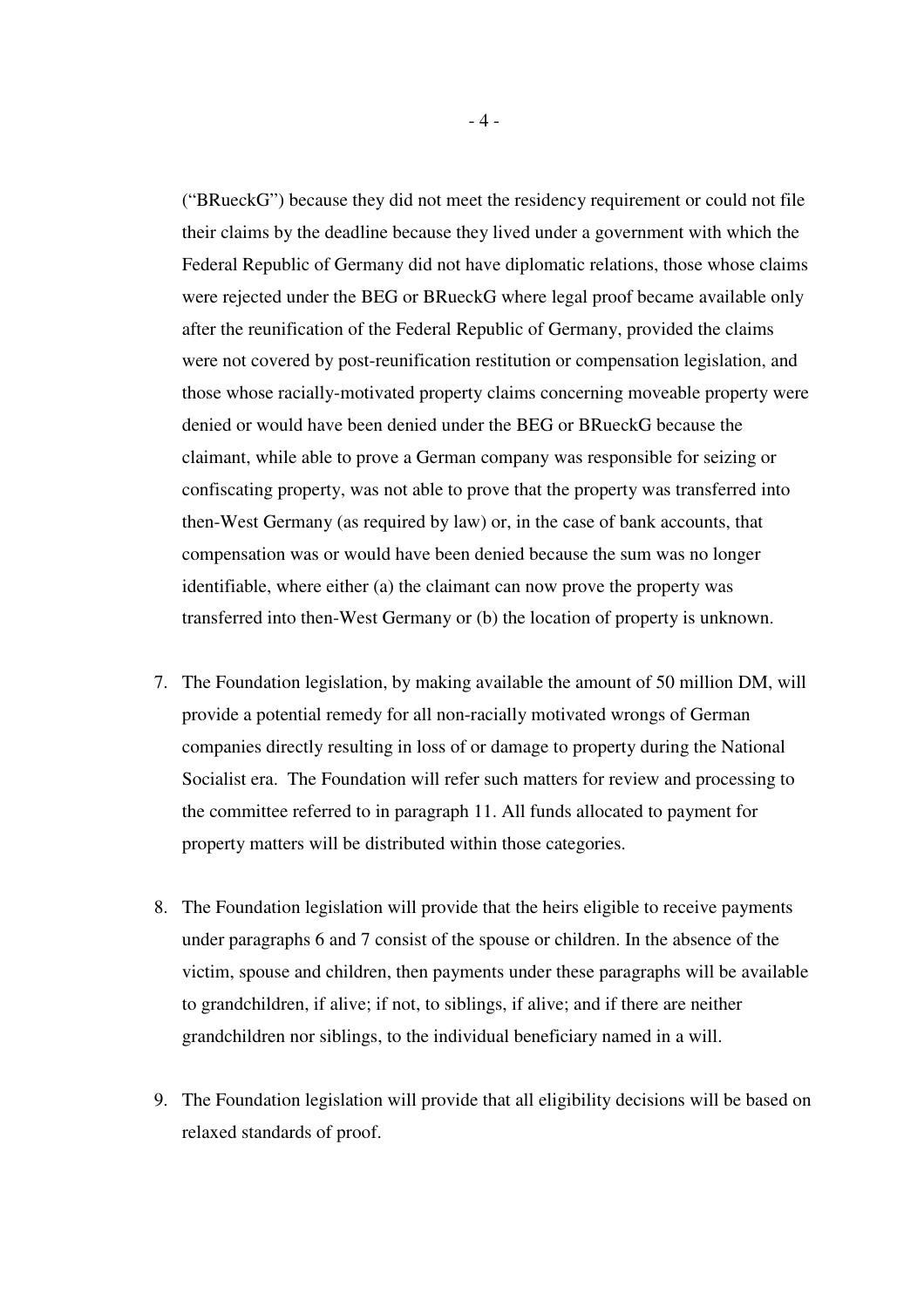("BRueckG") because they did not meet the residency requirement or could not file their claims by the deadline because they lived under a government with which the Federal Republic of Germany did not have diplomatic relations, those whose claims were rejected under the BEG or BRueckG where legal proof became available only after the reunification of the Federal Republic of Germany, provided the claims were not covered by post-reunification restitution or compensation legislation, and those whose racially-motivated property claims concerning moveable property were denied or would have been denied under the BEG or BRueckG because the claimant, while able to prove a German company was responsible for seizing or confiscating property, was not able to prove that the property was transferred into then-West Germany (as required by law) or, in the case of bank accounts, that compensation was or would have been denied because the sum was no longer identifiable, where either (a) the claimant can now prove the property was transferred into then-West Germany or (b) the location of property is unknown.

7. The Foundation legislation, by making available the amount of 50 million DM, will provide a potential remedy for all non-racially motivated wrongs of German companies directly resulting in loss of or damage to property during the National Socialist era. The Foundation will refer such matters for review and processing to the committee referred to in paragraph 11. All funds allocated to payment for property matters will be distributed within those categories.

8. The Foundation legislation will provide that the heirs eligible to receive payments under paragraphs 6 and 7 consist of the spouse or children. In the absence of the victim, spouse and children, then payments under these paragraphs will be available to grandchildren, if alive; if not, to siblings, if alive; and if there are neither grandchildren nor siblings, to the individual beneficiary named in a will.

9. The Foundation legislation will provide that all eligibility decisions will be based on relaxed standards of proof.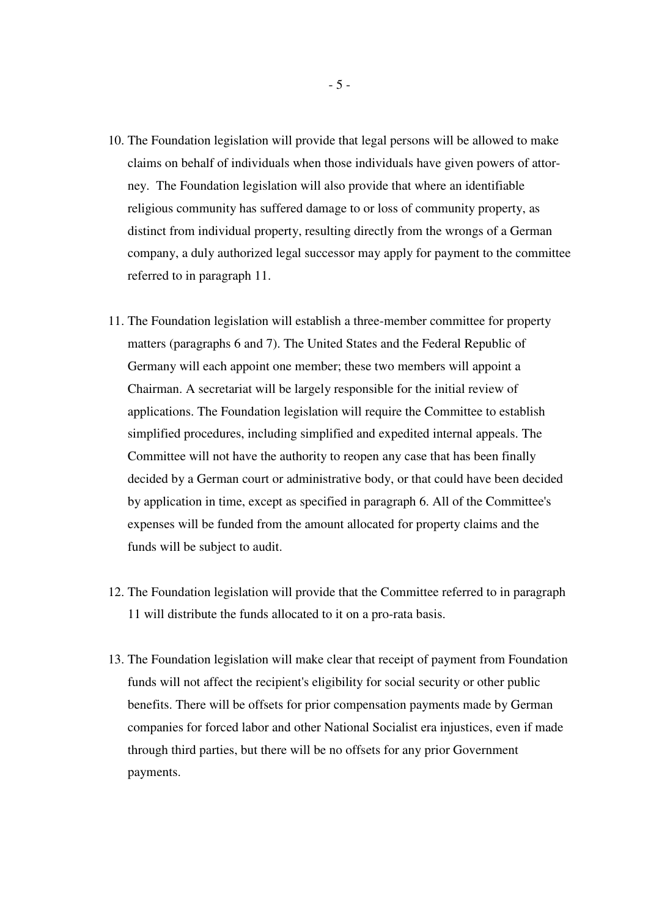10. The Foundation legislation will provide that legal persons will be allowed to make claims on behalf of individuals when those individuals have given powers of attorney. The Foundation legislation will also provide that where an identifiable religious community has suffered damage to or loss of community property, as distinct from individual property, resulting directly from the wrongs of a German company, a duly authorized legal successor may apply for payment to the committee referred to in paragraph 11.

11. The Foundation legislation will establish a three-member committee for property matters (paragraphs 6 and 7). The United States and the Federal Republic of Germany will each appoint one member; these two members will appoint a Chairman. A secretariat will be largely responsible for the initial review of applications. The Foundation legislation will require the Committee to establish simplified procedures, including simplified and expedited internal appeals. The Committee will not have the authority to reopen any case that has been finally decided by a German court or administrative body, or that could have been decided by application in time, except as specified in paragraph 6. All of the Committee's expenses will be funded from the amount allocated for property claims and the funds will be subject to audit.

12. The Foundation legislation will provide that the Committee referred to in paragraph 11 will distribute the funds allocated to it on a pro-rata basis.

13. The Foundation legislation will make clear that receipt of payment from Foundation funds will not affect the recipient's eligibility for social security or other public benefits. There will be offsets for prior compensation payments made by German companies for forced labor and other National Socialist era injustices, even if made through third parties, but there will be no offsets for any prior Government payments.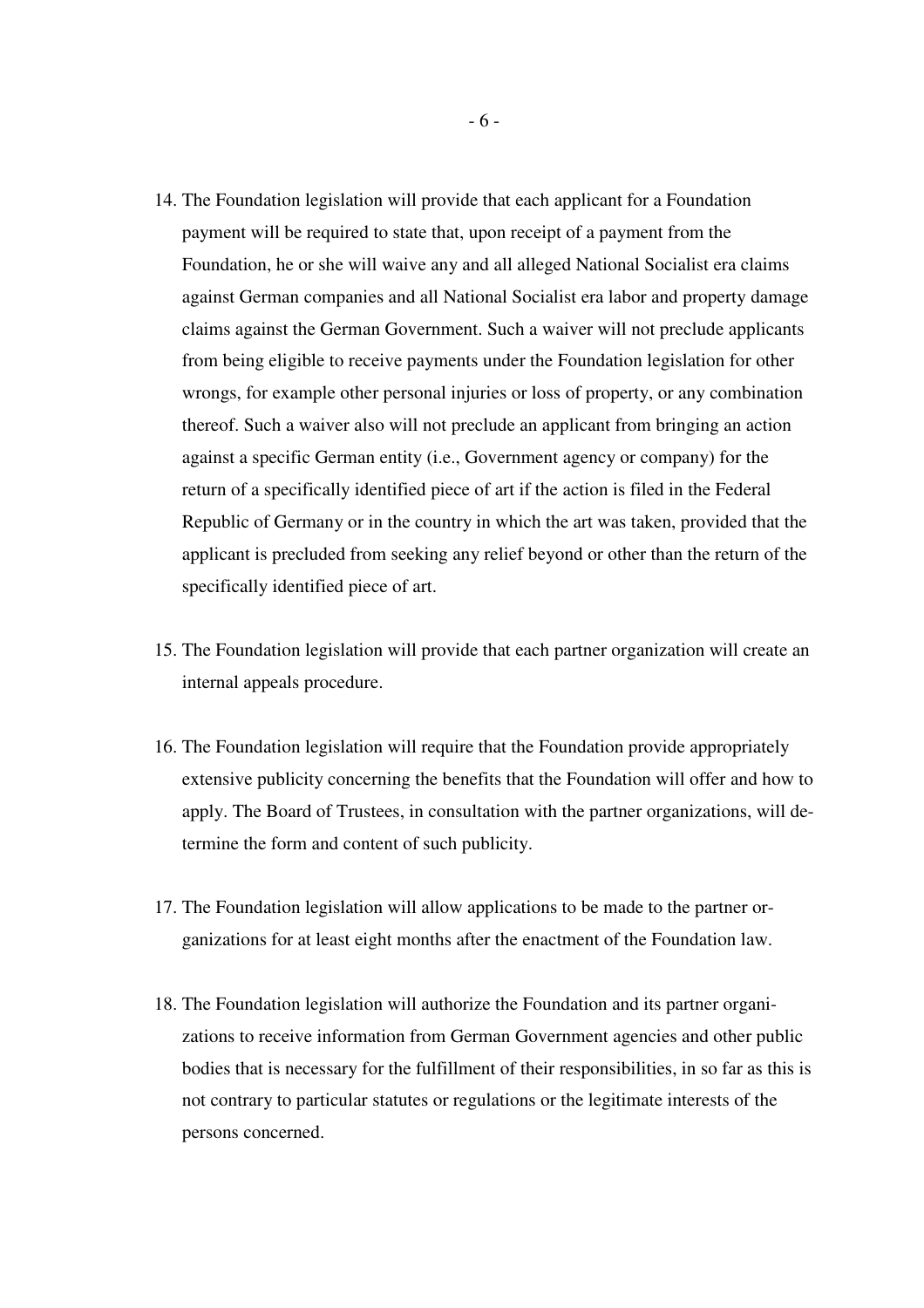14. The Foundation legislation will provide that each applicant for a Foundation payment will be required to state that, upon receipt of a payment from the Foundation, he or she will waive any and all alleged National Socialist era claims against German companies and all National Socialist era labor and property damage claims against the German Government. Such a waiver will not preclude applicants from being eligible to receive payments under the Foundation legislation for other wrongs, for example other personal injuries or loss of property, or any combination thereof. Such a waiver also will not preclude an applicant from bringing an action against a specific German entity (i.e., Government agency or company) for the return of a specifically identified piece of art if the action is filed in the Federal Republic of Germany or in the country in which the art was taken, provided that the applicant is precluded from seeking any relief beyond or other than the return of the specifically identified piece of art.

15. The Foundation legislation will provide that each partner organization will create an internal appeals procedure.

16. The Foundation legislation will require that the Foundation provide appropriately extensive publicity concerning the benefits that the Foundation will offer and how to apply. The Board of Trustees, in consultation with the partner organizations, will determine the form and content of such publicity.

17. The Foundation legislation will allow applications to be made to the partner organizations for at least eight months after the enactment of the Foundation law.

18. The Foundation legislation will authorize the Foundation and its partner organizations to receive information from German Government agencies and other public bodies that is necessary for the fulfillment of their responsibilities, in so far as this is not contrary to particular statutes or regulations or the legitimate interests of the persons concerned.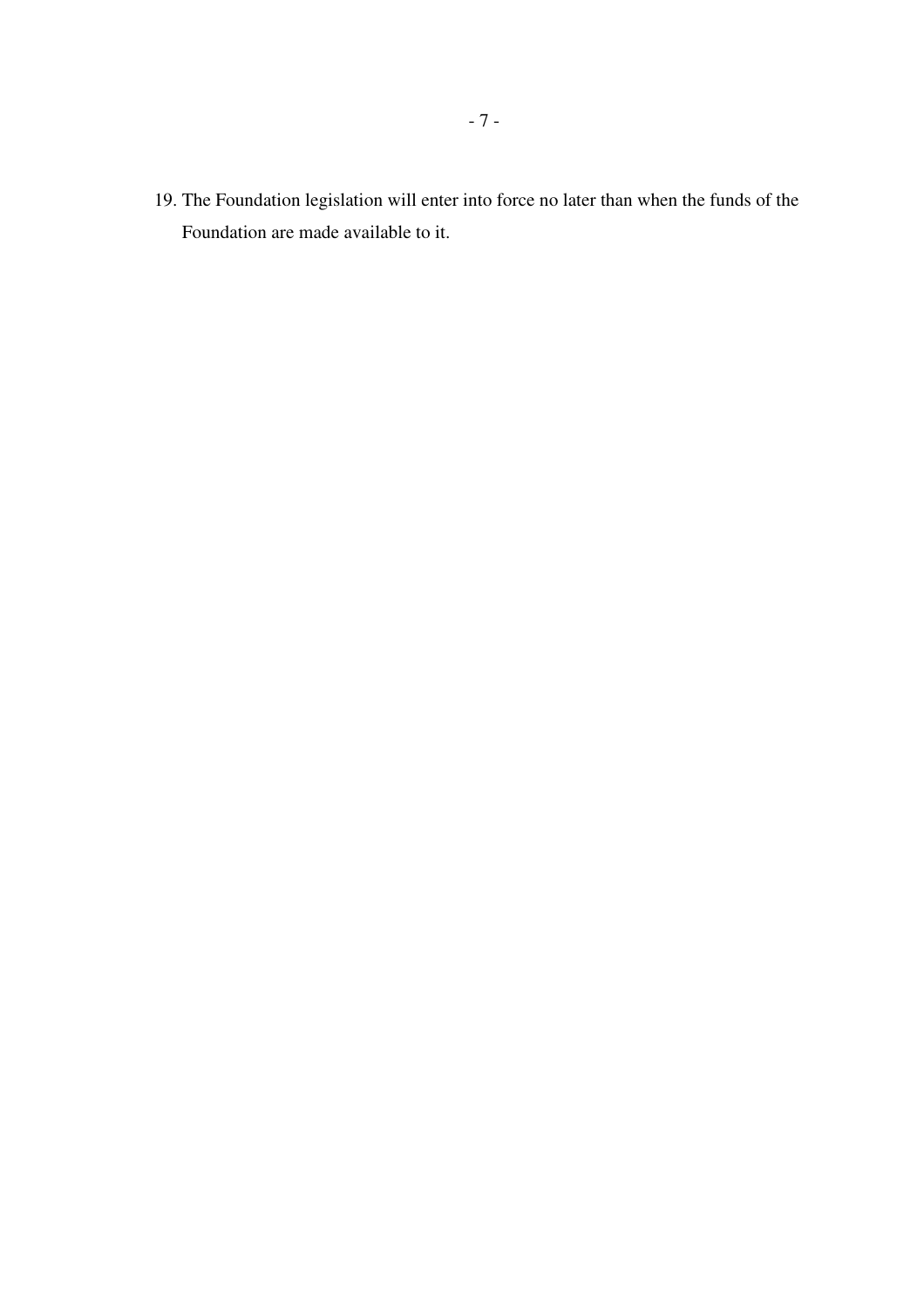19. The Foundation legislation will enter into force no later than when the funds of the Foundation are made available to it.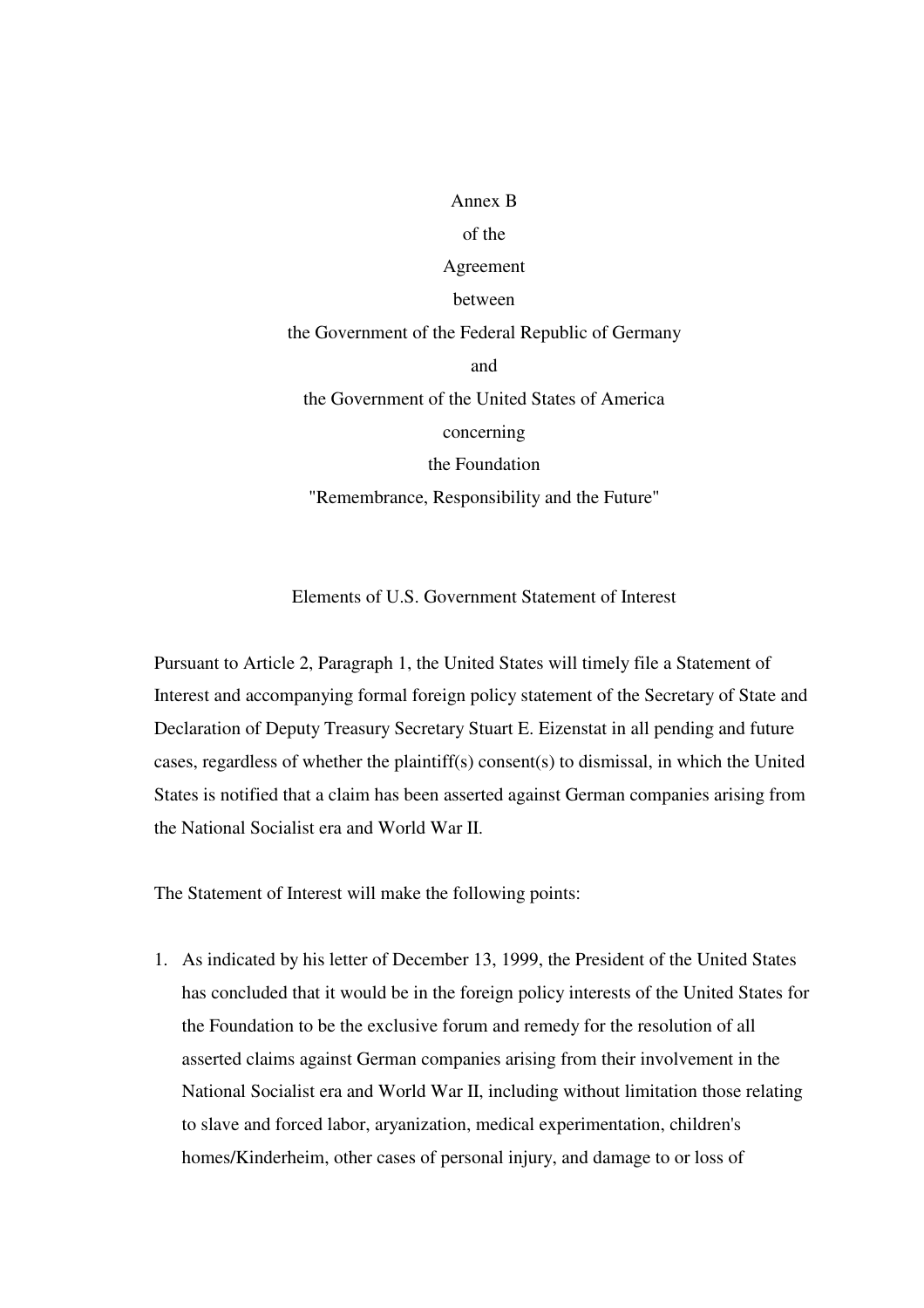Annex B
of the
Agreement
between
the Government of the Federal Republic of Germany
and
the Government of the United States of America
concerning
the Foundation
"Remembrance, Responsibility and the Future"

Elements of U.S. Government Statement of Interest

Pursuant to Article 2, Paragraph 1, the United States will timely file a Statement of Interest and accompanying formal foreign policy statement of the Secretary of State and Declaration of Deputy Treasury Secretary Stuart E. Eizenstat in all pending and future cases, regardless of whether the plaintiff(s) consent(s) to dismissal, in which the United States is notified that a claim has been asserted against German companies arising from the National Socialist era and World War II.

The Statement of Interest will make the following points:

1. As indicated by his letter of December 13, 1999, the President of the United States has concluded that it would be in the foreign policy interests of the United States for the Foundation to be the exclusive forum and remedy for the resolution of all asserted claims against German companies arising from their involvement in the National Socialist era and World War II, including without limitation those relating to slave and forced labor, aryanization, medical experimentation, children's homes/Kinderheim, other cases of personal injury, and damage to or loss of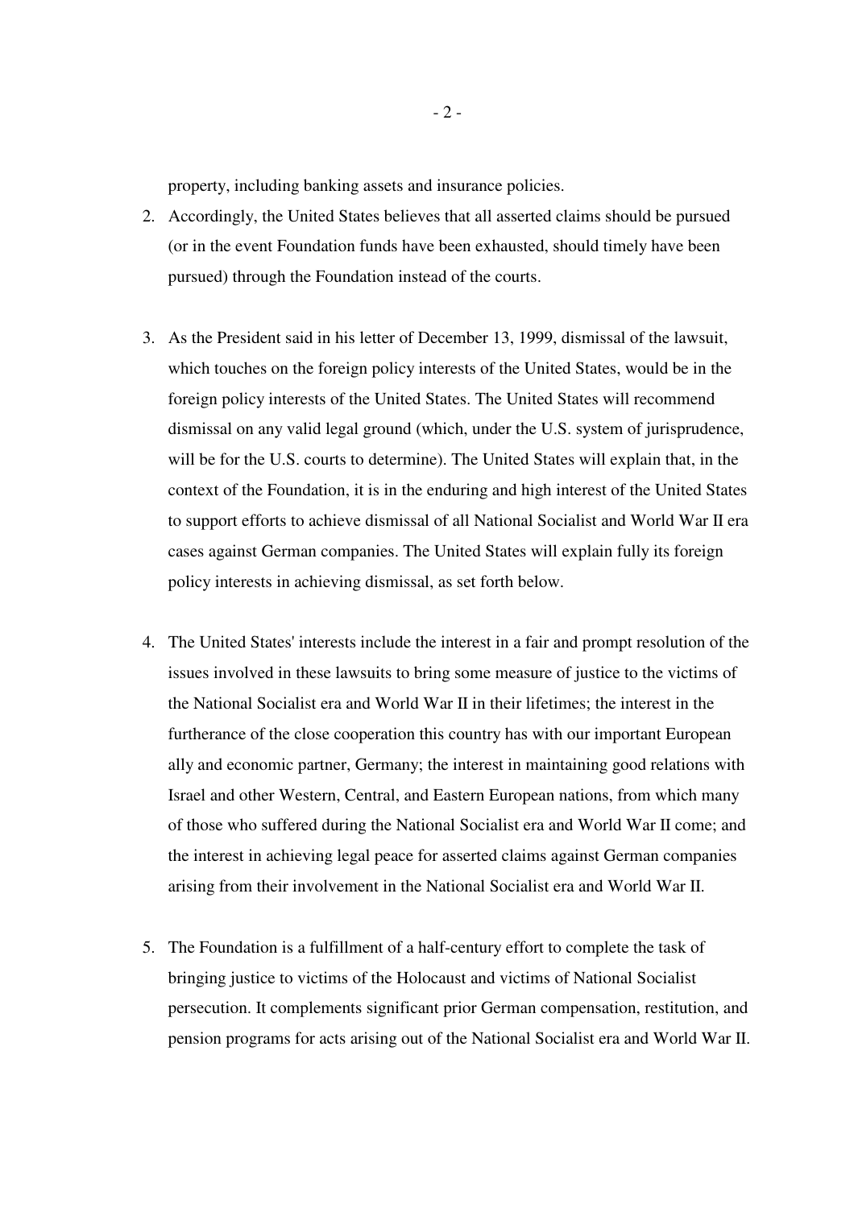property, including banking assets and insurance policies.

2. Accordingly, the United States believes that all asserted claims should be pursued (or in the event Foundation funds have been exhausted, should timely have been pursued) through the Foundation instead of the courts.

3. As the President said in his letter of December 13, 1999, dismissal of the lawsuit, which touches on the foreign policy interests of the United States, would be in the foreign policy interests of the United States. The United States will recommend dismissal on any valid legal ground (which, under the U.S. system of jurisprudence, will be for the U.S. courts to determine). The United States will explain that, in the context of the Foundation, it is in the enduring and high interest of the United States to support efforts to achieve dismissal of all National Socialist and World War II era cases against German companies. The United States will explain fully its foreign policy interests in achieving dismissal, as set forth below.

4. The United States' interests include the interest in a fair and prompt resolution of the issues involved in these lawsuits to bring some measure of justice to the victims of the National Socialist era and World War II in their lifetimes; the interest in the furtherance of the close cooperation this country has with our important European ally and economic partner, Germany; the interest in maintaining good relations with Israel and other Western, Central, and Eastern European nations, from which many of those who suffered during the National Socialist era and World War II come; and the interest in achieving legal peace for asserted claims against German companies arising from their involvement in the National Socialist era and World War II.

5. The Foundation is a fulfillment of a half-century effort to complete the task of bringing justice to victims of the Holocaust and victims of National Socialist persecution. It complements significant prior German compensation, restitution, and pension programs for acts arising out of the National Socialist era and World War II.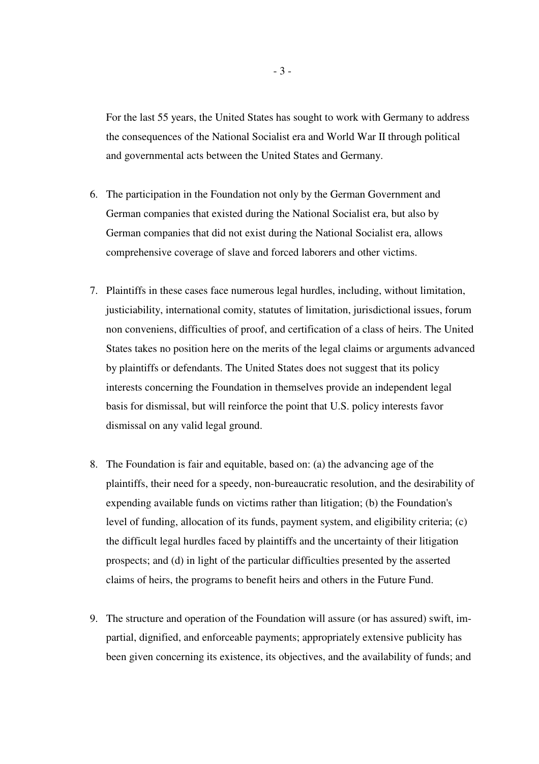For the last 55 years, the United States has sought to work with Germany to address the consequences of the National Socialist era and World War II through political and governmental acts between the United States and Germany.

6. The participation in the Foundation not only by the German Government and German companies that existed during the National Socialist era, but also by German companies that did not exist during the National Socialist era, allows comprehensive coverage of slave and forced laborers and other victims.

7. Plaintiffs in these cases face numerous legal hurdles, including, without limitation, justiciability, international comity, statutes of limitation, jurisdictional issues, forum non conveniens, difficulties of proof, and certification of a class of heirs. The United States takes no position here on the merits of the legal claims or arguments advanced by plaintiffs or defendants. The United States does not suggest that its policy interests concerning the Foundation in themselves provide an independent legal basis for dismissal, but will reinforce the point that U.S. policy interests favor dismissal on any valid legal ground.

8. The Foundation is fair and equitable, based on: (a) the advancing age of the plaintiffs, their need for a speedy, non-bureaucratic resolution, and the desirability of expending available funds on victims rather than litigation; (b) the Foundation's level of funding, allocation of its funds, payment system, and eligibility criteria; (c) the difficult legal hurdles faced by plaintiffs and the uncertainty of their litigation prospects; and (d) in light of the particular difficulties presented by the asserted claims of heirs, the programs to benefit heirs and others in the Future Fund.

9. The structure and operation of the Foundation will assure (or has assured) swift, impartial, dignified, and enforceable payments; appropriately extensive publicity has been given concerning its existence, its objectives, and the availability of funds; and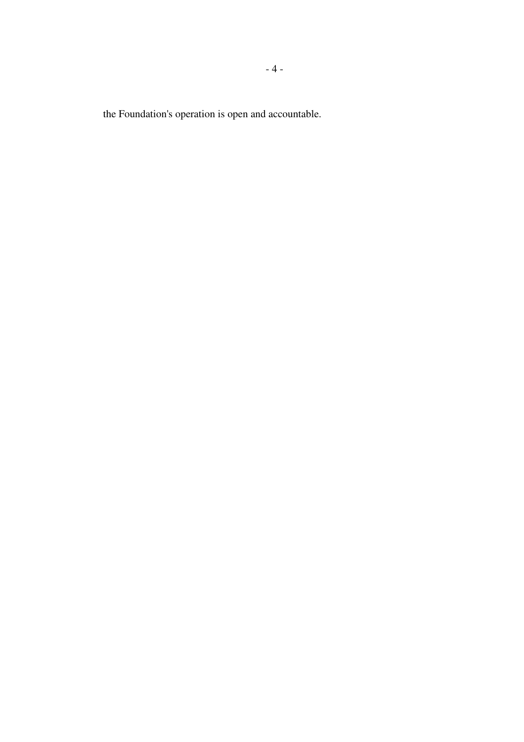the Foundation's operation is open and accountable.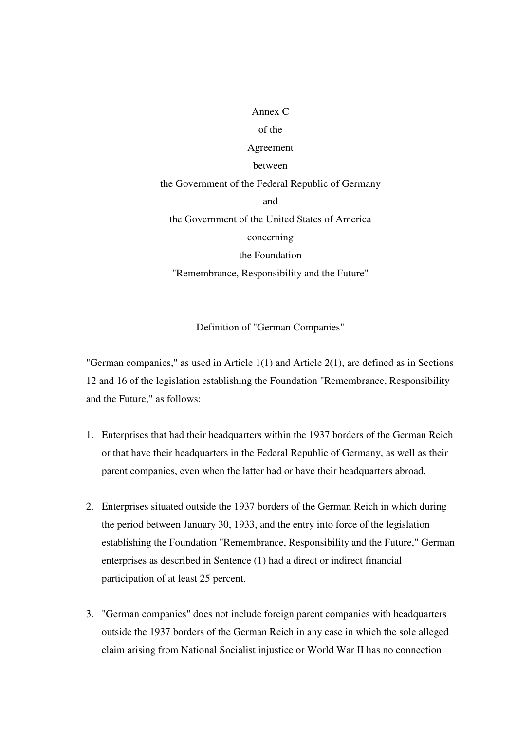Annex C
of the
Agreement
between
the Government of the Federal Republic of Germany
and
the Government of the United States of America
concerning
the Foundation
"Remembrance, Responsibility and the Future"

## Definition of "German Companies"

"German companies," as used in Article 1(1) and Article 2(1), are defined as in Sections 12 and 16 of the legislation establishing the Foundation "Remembrance, Responsibility and the Future," as follows:

1. Enterprises that had their headquarters within the 1937 borders of the German Reich or that have their headquarters in the Federal Republic of Germany, as well as their parent companies, even when the latter had or have their headquarters abroad.

2. Enterprises situated outside the 1937 borders of the German Reich in which during the period between January 30, 1933, and the entry into force of the legislation establishing the Foundation "Remembrance, Responsibility and the Future," German enterprises as described in Sentence (1) had a direct or indirect financial participation of at least 25 percent.

3. "German companies" does not include foreign parent companies with headquarters outside the 1937 borders of the German Reich in any case in which the sole alleged claim arising from National Socialist injustice or World War II has no connection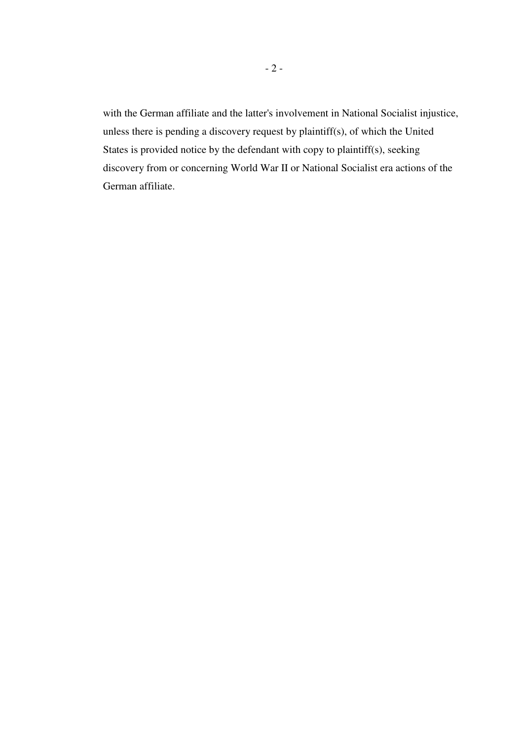with the German affiliate and the latter's involvement in National Socialist injustice, unless there is pending a discovery request by plaintiff(s), of which the United States is provided notice by the defendant with copy to plaintiff(s), seeking discovery from or concerning World War II or National Socialist era actions of the German affiliate.